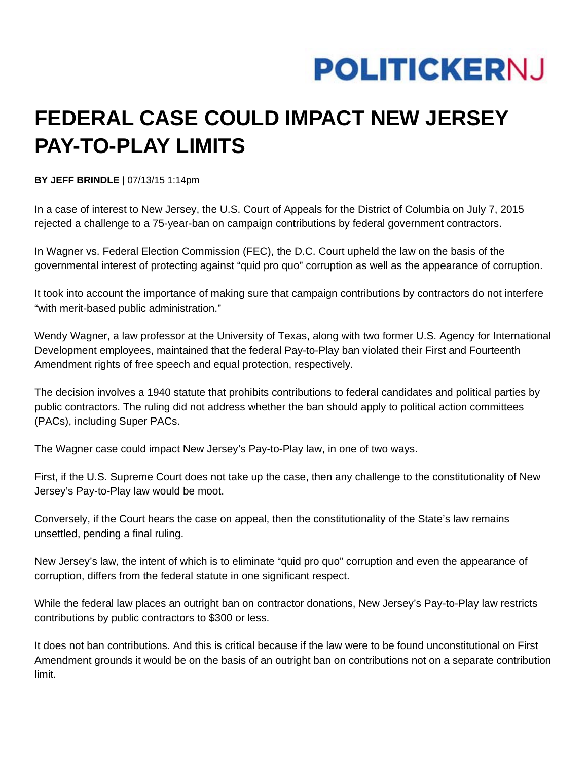POLITICKERNJ

# FEDERAL CASE COULD IMPACT NEW JERSEY PAY-TO-PLAY LIMITS

**BY JEFF BRINDLE |** 07/13/15 1:14pm

In a case of interest to New Jersey, the U.S. Court of Appeals for the District of Columbia on July 7, 2015 rejected a challenge to a 75-year-ban on campaign contributions by federal government contractors.

In Wagner vs. Federal Election Commission (FEC), the D.C. Court upheld the law on the basis of the governmental interest of protecting against "quid pro quo" corruption as well as the appearance of corruption.

It took into account the importance of making sure that campaign contributions by contractors do not interfere "with merit-based public administration."

Wendy Wagner, a law professor at the University of Texas, along with two former U.S. Agency for International Development employees, maintained that the federal Pay-to-Play ban violated their First and Fourteenth Amendment rights of free speech and equal protection, respectively.

The decision involves a 1940 statute that prohibits contributions to federal candidates and political parties by public contractors. The ruling did not address whether the ban should apply to political action committees (PACs), including Super PACs.

The Wagner case could impact New Jersey's Pay-to-Play law, in one of two ways.

First, if the U.S. Supreme Court does not take up the case, then any challenge to the constitutionality of New Jersey's Pay-to-Play law would be moot.

Conversely, if the Court hears the case on appeal, then the constitutionality of the State's law remains unsettled, pending a final ruling.

New Jersey's law, the intent of which is to eliminate "quid pro quo" corruption and even the appearance of corruption, differs from the federal statute in one significant respect.

While the federal law places an outright ban on contractor donations, New Jersey's Pay-to-Play law restricts contributions by public contractors to $300 or less.

It does not ban contributions. And this is critical because if the law were to be found unconstitutional on First Amendment grounds it would be on the basis of an outright ban on contributions not on a separate contribution limit.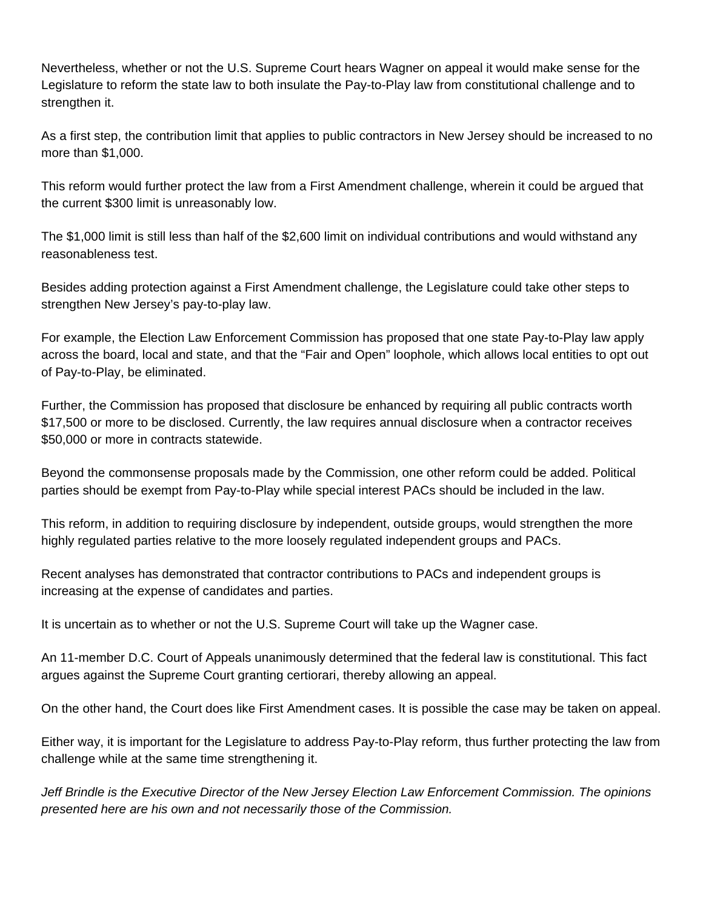Nevertheless, whether or not the U.S. Supreme Court hears Wagner on appeal it would make sense for the Legislature to reform the state law to both insulate the Pay-to-Play law from constitutional challenge and to strengthen it.

As a first step, the contribution limit that applies to public contractors in New Jersey should be increased to no more than $1,000.

This reform would further protect the law from a First Amendment challenge, wherein it could be argued that the current $300 limit is unreasonably low.

The $1,000 limit is still less than half of the $2,600 limit on individual contributions and would withstand any reasonableness test.

Besides adding protection against a First Amendment challenge, the Legislature could take other steps to strengthen New Jersey's pay-to-play law.

For example, the Election Law Enforcement Commission has proposed that one state Pay-to-Play law apply across the board, local and state, and that the "Fair and Open" loophole, which allows local entities to opt out of Pay-to-Play, be eliminated.

Further, the Commission has proposed that disclosure be enhanced by requiring all public contracts worth $17,500 or more to be disclosed. Currently, the law requires annual disclosure when a contractor receives $50,000 or more in contracts statewide.

Beyond the commonsense proposals made by the Commission, one other reform could be added. Political parties should be exempt from Pay-to-Play while special interest PACs should be included in the law.

This reform, in addition to requiring disclosure by independent, outside groups, would strengthen the more highly regulated parties relative to the more loosely regulated independent groups and PACs.

Recent analyses has demonstrated that contractor contributions to PACs and independent groups is increasing at the expense of candidates and parties.

It is uncertain as to whether or not the U.S. Supreme Court will take up the Wagner case.

An 11-member D.C. Court of Appeals unanimously determined that the federal law is constitutional. This fact argues against the Supreme Court granting certiorari, thereby allowing an appeal.

On the other hand, the Court does like First Amendment cases. It is possible the case may be taken on appeal.

Either way, it is important for the Legislature to address Pay-to-Play reform, thus further protecting the law from challenge while at the same time strengthening it.

*Jeff Brindle is the Executive Director of the New Jersey Election Law Enforcement Commission. The opinions presented here are his own and not necessarily those of the Commission.*